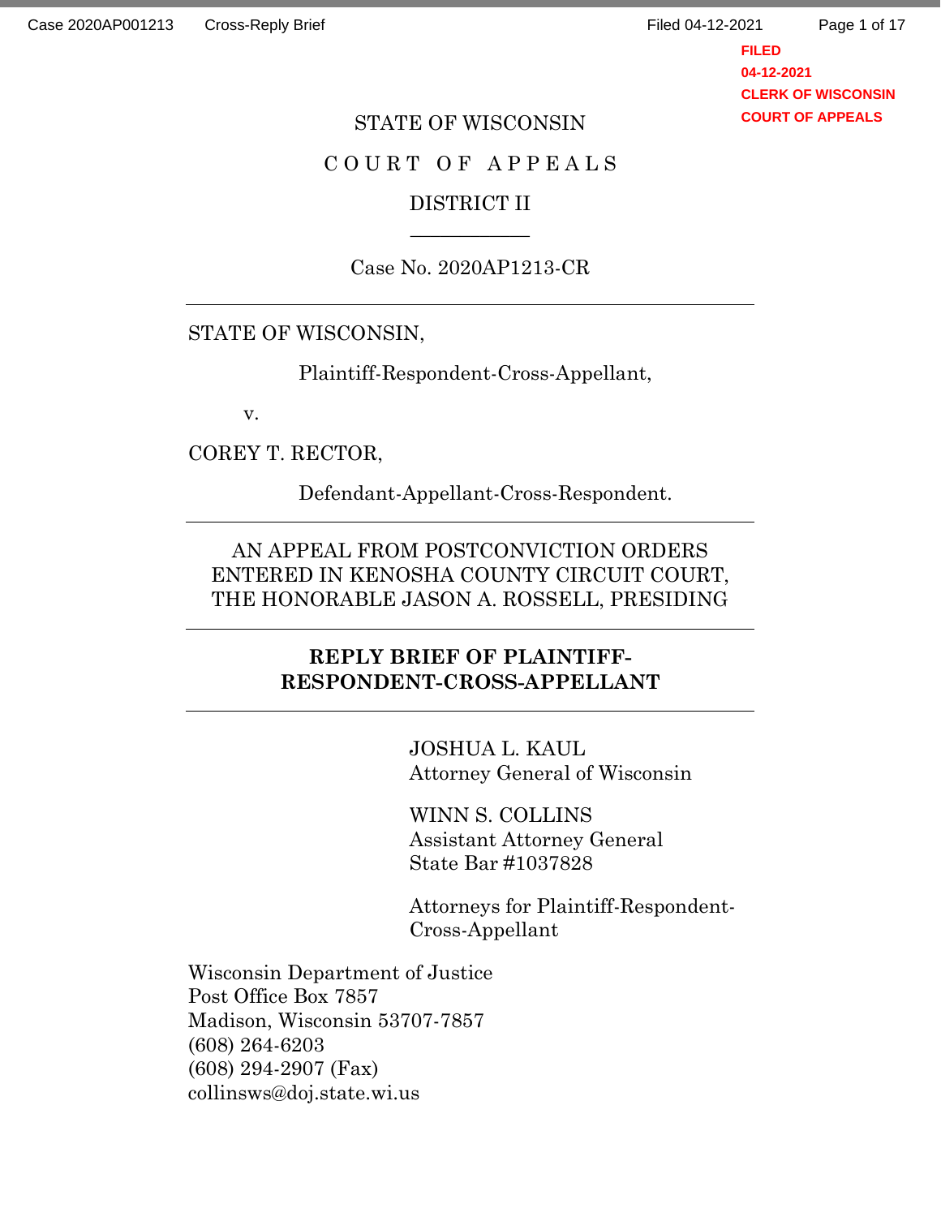FILED
04-12-2021
CLERK OF WISCONSIN
COURT OF APPEALS

STATE OF WISCONSIN

COURT OF APPEALS

DISTRICT II

---

Case No. 2020AP1213-CR

---

STATE OF WISCONSIN,

Plaintiff-Respondent-Cross-Appellant,

v.

COREY T. RECTOR,

Defendant-Appellant-Cross-Respondent.

---

AN APPEAL FROM POSTCONVICTION ORDERS ENTERED IN KENOSHA COUNTY CIRCUIT COURT, THE HONORABLE JASON A. ROSSELL, PRESIDING

---

**REPLY BRIEF OF PLAINTIFF-RESPONDENT-CROSS-APPELLANT**

---

JOSHUA L. KAUL
Attorney General of Wisconsin

WINN S. COLLINS
Assistant Attorney General
State Bar #1037828

Attorneys for Plaintiff-Respondent-Cross-Appellant

Wisconsin Department of Justice
Post Office Box 7857
Madison, Wisconsin 53707-7857
(608) 264-6203
(608) 294-2907 (Fax)
collinsws@doj.state.wi.us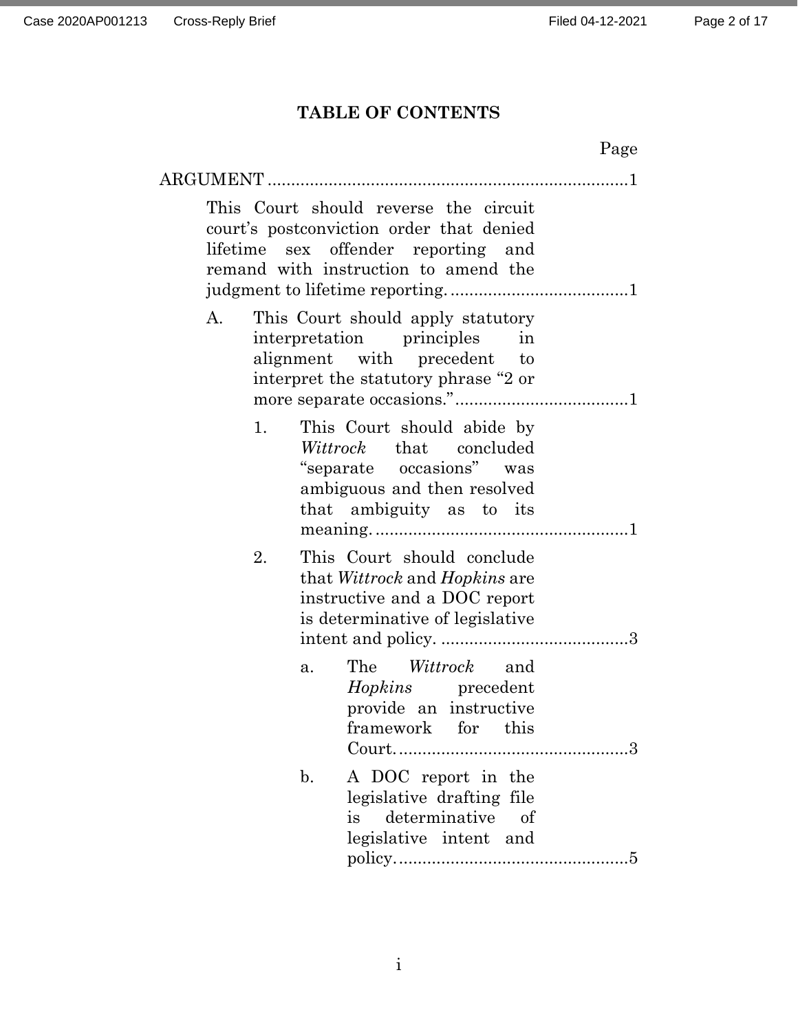## TABLE OF CONTENTS

| | Page |
|---|---|
| ARGUMENT | 1 |
| This Court should reverse the circuit court's postconviction order that denied lifetime sex offender reporting and remand with instruction to amend the judgment to lifetime reporting. | 1 |
| A. This Court should apply statutory interpretation principles in alignment with precedent to interpret the statutory phrase "2 or more separate occasions." | 1 |
| 1. This Court should abide by *Wittrock* that concluded "separate occasions" was ambiguous and then resolved that ambiguity as to its meaning. | 1 |
| 2. This Court should conclude that *Wittrock* and *Hopkins* are instructive and a DOC report is determinative of legislative intent and policy. | 3 |
| a. The *Wittrock* and *Hopkins* precedent provide an instructive framework for this Court. | 3 |
| b. A DOC report in the legislative drafting file is determinative of legislative intent and policy. | 5 |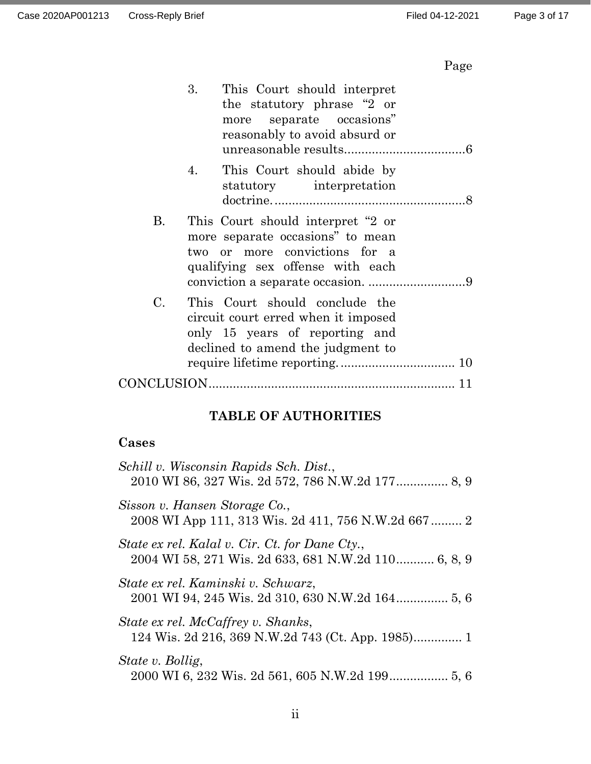Page

3. This Court should interpret the statutory phrase "2 or more separate occasions" reasonably to avoid absurd or unreasonable results....................................6

4. This Court should abide by statutory interpretation doctrine.........................................................8

B. This Court should interpret "2 or more separate occasions" to mean two or more convictions for a qualifying sex offense with each conviction a separate occasion. ............................9

C. This Court should conclude the circuit court erred when it imposed only 15 years of reporting and declined to amend the judgment to require lifetime reporting. ................................ 10

CONCLUSION...................................................................... 11

## TABLE OF AUTHORITIES

### Cases

*Schill v. Wisconsin Rapids Sch. Dist.*,
2010 WI 86, 327 Wis. 2d 572, 786 N.W.2d 177............... 8, 9

*Sisson v. Hansen Storage Co.*,
2008 WI App 111, 313 Wis. 2d 411, 756 N.W.2d 667......... 2

*State ex rel. Kalal v. Cir. Ct. for Dane Cty.*,
2004 WI 58, 271 Wis. 2d 633, 681 N.W.2d 110........... 6, 8, 9

*State ex rel. Kaminski v. Schwarz*,
2001 WI 94, 245 Wis. 2d 310, 630 N.W.2d 164.............. 5, 6

*State ex rel. McCaffrey v. Shanks*,
124 Wis. 2d 216, 369 N.W.2d 743 (Ct. App. 1985).............. 1

*State v. Bollig*,
2000 WI 6, 232 Wis. 2d 561, 605 N.W.2d 199................. 5, 6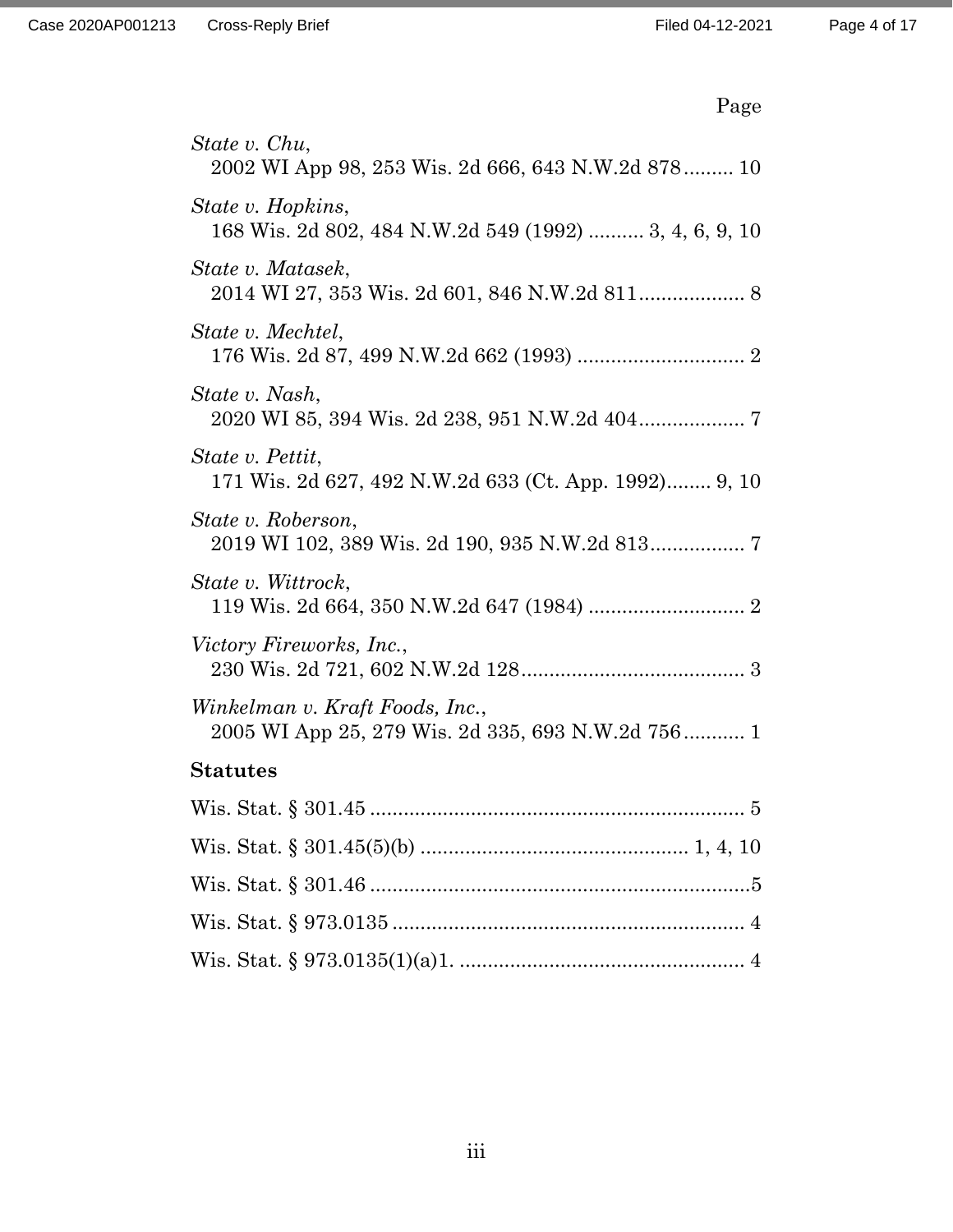Page

*State v. Chu*,
2002 WI App 98, 253 Wis. 2d 666, 643 N.W.2d 878......... 10

*State v. Hopkins*,
168 Wis. 2d 802, 484 N.W.2d 549 (1992) .......... 3, 4, 6, 9, 10

*State v. Matasek*,
2014 WI 27, 353 Wis. 2d 601, 846 N.W.2d 811................... 8

*State v. Mechtel*,
176 Wis. 2d 87, 499 N.W.2d 662 (1993) .............................. 2

*State v. Nash*,
2020 WI 85, 394 Wis. 2d 238, 951 N.W.2d 404................... 7

*State v. Pettit*,
171 Wis. 2d 627, 492 N.W.2d 633 (Ct. App. 1992)........ 9, 10

*State v. Roberson*,
2019 WI 102, 389 Wis. 2d 190, 935 N.W.2d 813................. 7

*State v. Wittrock*,
119 Wis. 2d 664, 350 N.W.2d 647 (1984) ............................ 2

*Victory Fireworks, Inc.*,
230 Wis. 2d 721, 602 N.W.2d 128........................................ 3

*Winkelman v. Kraft Foods, Inc.*,
2005 WI App 25, 279 Wis. 2d 335, 693 N.W.2d 756........... 1

**Statutes**

Wis. Stat. § 301.45 ................................................................... 5

Wis. Stat. § 301.45(5)(b) ............................................... 1, 4, 10

Wis. Stat. § 301.46 .....................................................................5

Wis. Stat. § 973.0135 ............................................................... 4

Wis. Stat. § 973.0135(1)(a)1. ................................................... 4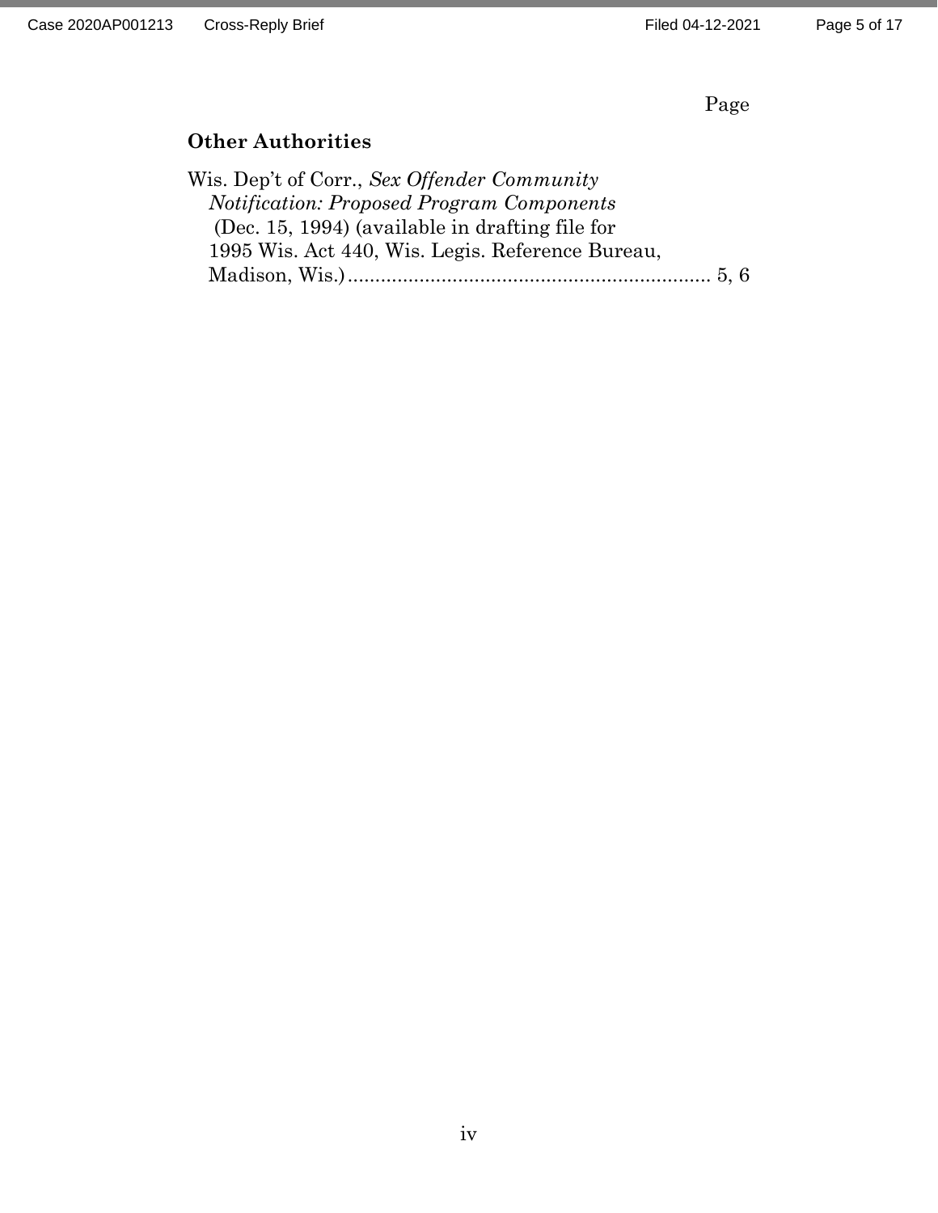Page

**Other Authorities**

Wis. Dep't of Corr., *Sex Offender Community Notification: Proposed Program Components* (Dec. 15, 1994) (available in drafting file for 1995 Wis. Act 440, Wis. Legis. Reference Bureau, Madison, Wis.) .................................................................. 5, 6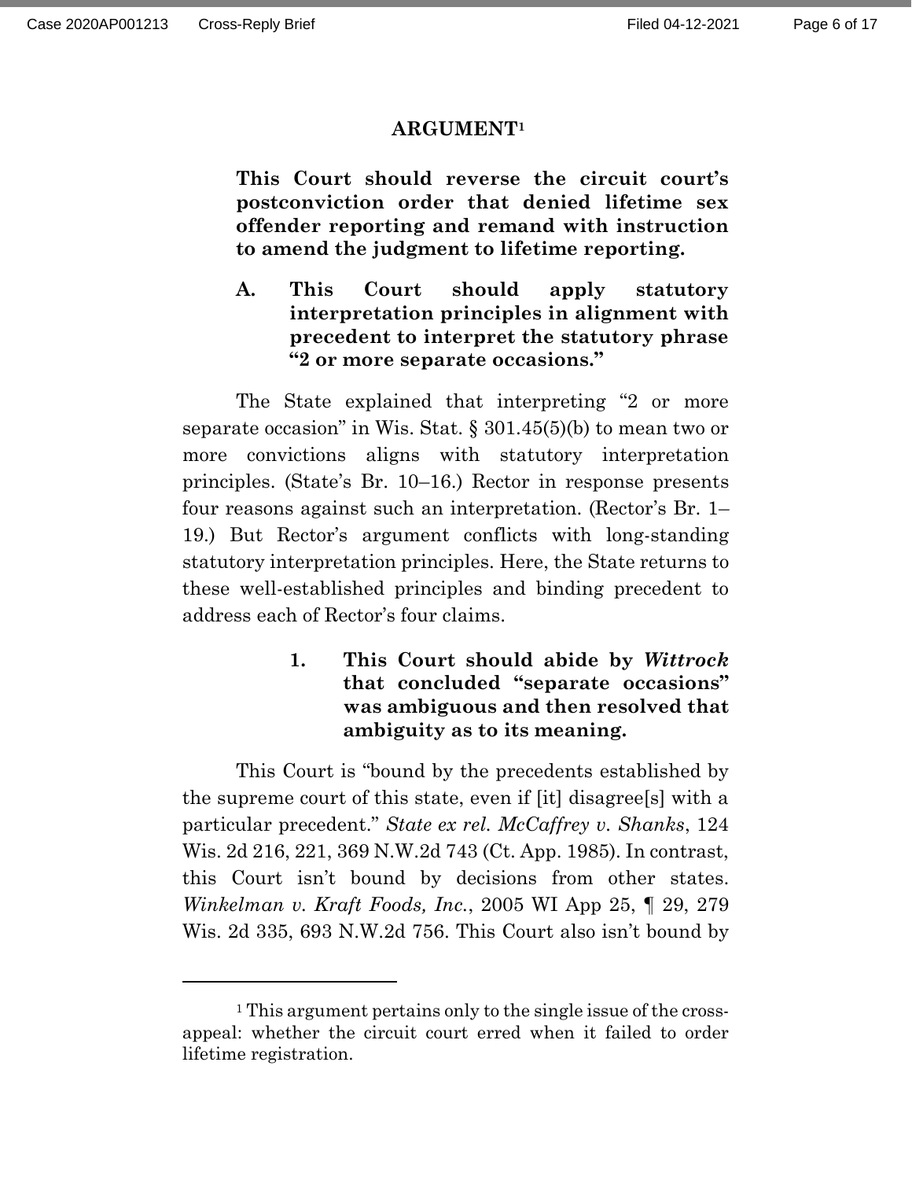## ARGUMENT[1]

**This Court should reverse the circuit court's postconviction order that denied lifetime sex offender reporting and remand with instruction to amend the judgment to lifetime reporting.**

### A. This Court should apply statutory interpretation principles in alignment with precedent to interpret the statutory phrase "2 or more separate occasions."

The State explained that interpreting "2 or more separate occasion" in Wis. Stat. § 301.45(5)(b) to mean two or more convictions aligns with statutory interpretation principles. (State's Br. 10–16.) Rector in response presents four reasons against such an interpretation. (Rector's Br. 1–19.) But Rector's argument conflicts with long-standing statutory interpretation principles. Here, the State returns to these well-established principles and binding precedent to address each of Rector's four claims.

#### 1. This Court should abide by *Wittrock* that concluded "separate occasions" was ambiguous and then resolved that ambiguity as to its meaning.

This Court is "bound by the precedents established by the supreme court of this state, even if [it] disagree[s] with a particular precedent." *State ex rel. McCaffrey v. Shanks*, 124 Wis. 2d 216, 221, 369 N.W.2d 743 (Ct. App. 1985). In contrast, this Court isn't bound by decisions from other states. *Winkelman v. Kraft Foods, Inc.*, 2005 WI App 25, ¶ 29, 279 Wis. 2d 335, 693 N.W.2d 756. This Court also isn't bound by

---

[1] This argument pertains only to the single issue of the cross-appeal: whether the circuit court erred when it failed to order lifetime registration.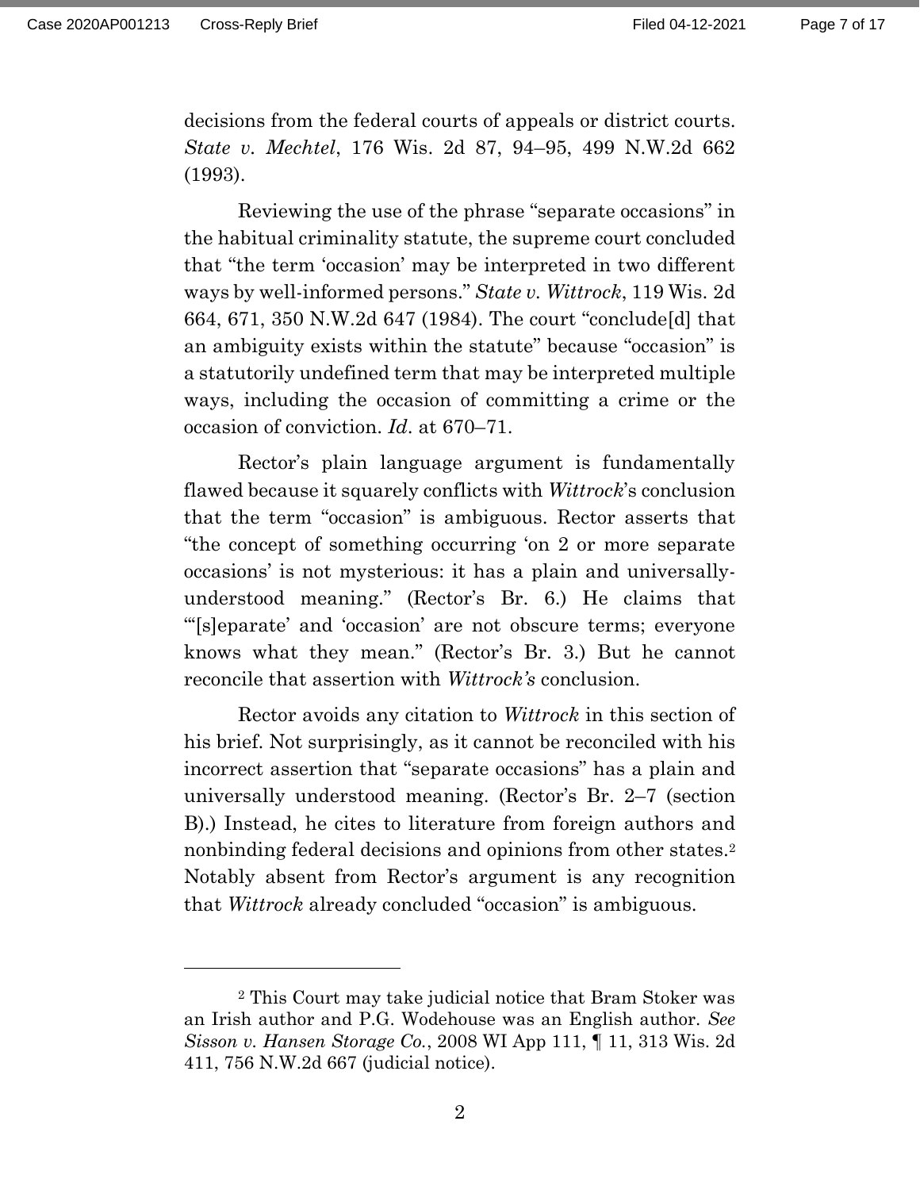decisions from the federal courts of appeals or district courts. *State v. Mechtel*, 176 Wis. 2d 87, 94–95, 499 N.W.2d 662 (1993).

Reviewing the use of the phrase "separate occasions" in the habitual criminality statute, the supreme court concluded that "the term 'occasion' may be interpreted in two different ways by well-informed persons." *State v. Wittrock*, 119 Wis. 2d 664, 671, 350 N.W.2d 647 (1984). The court "conclude[d] that an ambiguity exists within the statute" because "occasion" is a statutorily undefined term that may be interpreted multiple ways, including the occasion of committing a crime or the occasion of conviction. *Id*. at 670–71.

Rector's plain language argument is fundamentally flawed because it squarely conflicts with *Wittrock*'s conclusion that the term "occasion" is ambiguous. Rector asserts that "the concept of something occurring 'on 2 or more separate occasions' is not mysterious: it has a plain and universally-understood meaning." (Rector's Br. 6.) He claims that "'[s]eparate' and 'occasion' are not obscure terms; everyone knows what they mean." (Rector's Br. 3.) But he cannot reconcile that assertion with *Wittrock's* conclusion.

Rector avoids any citation to *Wittrock* in this section of his brief. Not surprisingly, as it cannot be reconciled with his incorrect assertion that "separate occasions" has a plain and universally understood meaning. (Rector's Br. 2–7 (section B).) Instead, he cites to literature from foreign authors and nonbinding federal decisions and opinions from other states.[2] Notably absent from Rector's argument is any recognition that *Wittrock* already concluded "occasion" is ambiguous.

---

[2] This Court may take judicial notice that Bram Stoker was an Irish author and P.G. Wodehouse was an English author. *See Sisson v. Hansen Storage Co.*, 2008 WI App 111, ¶ 11, 313 Wis. 2d 411, 756 N.W.2d 667 (judicial notice).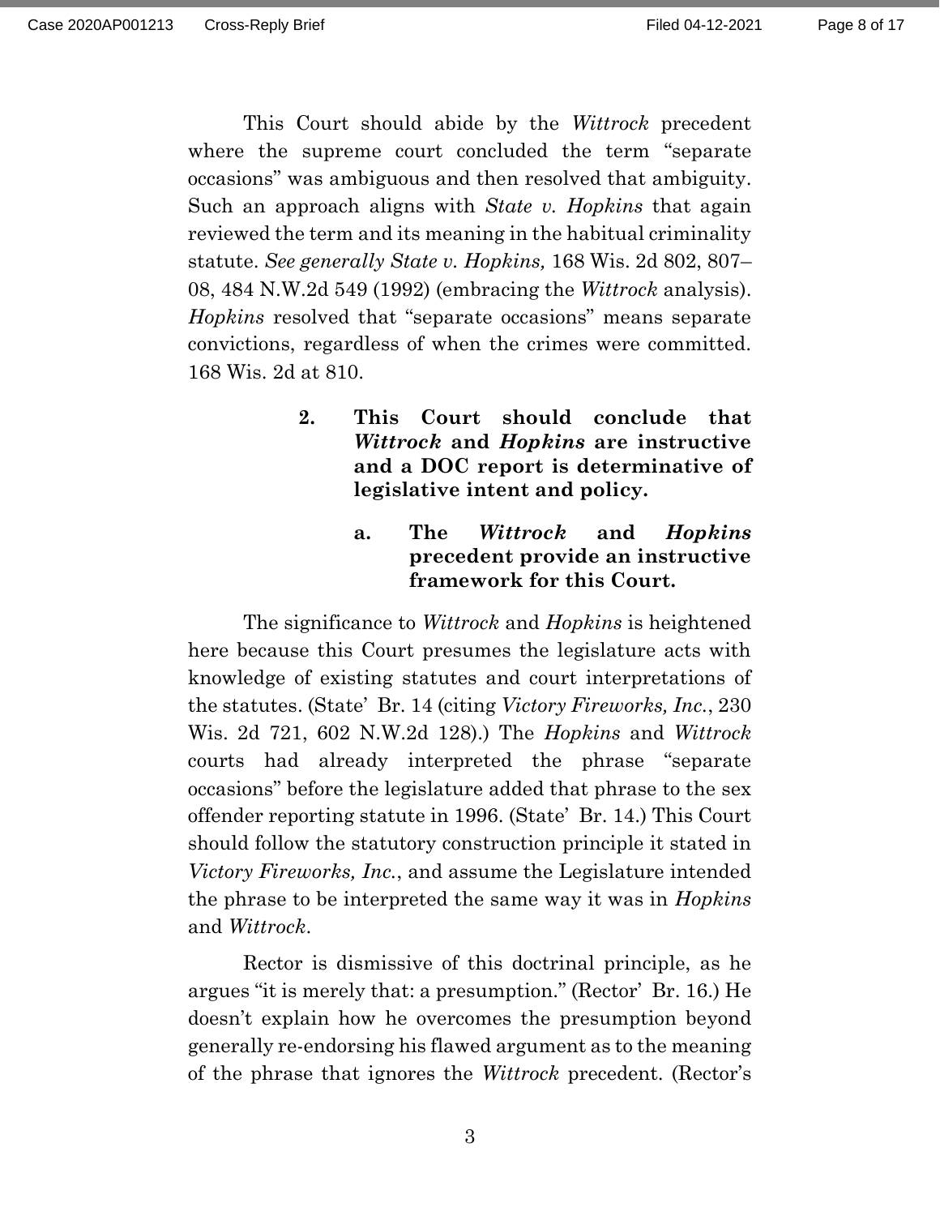This Court should abide by the *Wittrock* precedent where the supreme court concluded the term "separate occasions" was ambiguous and then resolved that ambiguity. Such an approach aligns with *State v. Hopkins* that again reviewed the term and its meaning in the habitual criminality statute. *See generally State v. Hopkins,* 168 Wis. 2d 802, 807–08, 484 N.W.2d 549 (1992) (embracing the *Wittrock* analysis). *Hopkins* resolved that "separate occasions" means separate convictions, regardless of when the crimes were committed. 168 Wis. 2d at 810.

**2. This Court should conclude that *Wittrock* and *Hopkins* are instructive and a DOC report is determinative of legislative intent and policy.**

**a. The *Wittrock* and *Hopkins* precedent provide an instructive framework for this Court.**

The significance to *Wittrock* and *Hopkins* is heightened here because this Court presumes the legislature acts with knowledge of existing statutes and court interpretations of the statutes. (State' Br. 14 (citing *Victory Fireworks, Inc.*, 230 Wis. 2d 721, 602 N.W.2d 128).) The *Hopkins* and *Wittrock* courts had already interpreted the phrase "separate occasions" before the legislature added that phrase to the sex offender reporting statute in 1996. (State' Br. 14.) This Court should follow the statutory construction principle it stated in *Victory Fireworks, Inc.*, and assume the Legislature intended the phrase to be interpreted the same way it was in *Hopkins* and *Wittrock*.

Rector is dismissive of this doctrinal principle, as he argues "it is merely that: a presumption." (Rector' Br. 16.) He doesn't explain how he overcomes the presumption beyond generally re-endorsing his flawed argument as to the meaning of the phrase that ignores the *Wittrock* precedent. (Rector's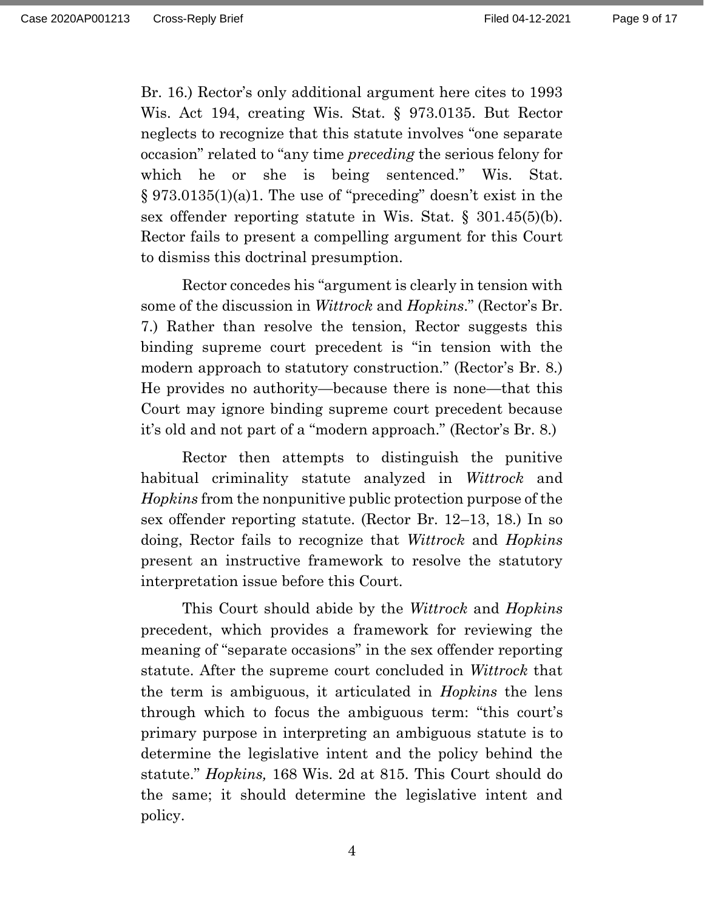Br. 16.) Rector's only additional argument here cites to 1993 Wis. Act 194, creating Wis. Stat. § 973.0135. But Rector neglects to recognize that this statute involves "one separate occasion" related to "any time *preceding* the serious felony for which he or she is being sentenced." Wis. Stat. § 973.0135(1)(a)1. The use of "preceding" doesn't exist in the sex offender reporting statute in Wis. Stat. § 301.45(5)(b). Rector fails to present a compelling argument for this Court to dismiss this doctrinal presumption.

Rector concedes his "argument is clearly in tension with some of the discussion in *Wittrock* and *Hopkins*." (Rector's Br. 7.) Rather than resolve the tension, Rector suggests this binding supreme court precedent is "in tension with the modern approach to statutory construction." (Rector's Br. 8.) He provides no authority—because there is none—that this Court may ignore binding supreme court precedent because it's old and not part of a "modern approach." (Rector's Br. 8.)

Rector then attempts to distinguish the punitive habitual criminality statute analyzed in *Wittrock* and *Hopkins* from the nonpunitive public protection purpose of the sex offender reporting statute. (Rector Br. 12–13, 18.) In so doing, Rector fails to recognize that *Wittrock* and *Hopkins* present an instructive framework to resolve the statutory interpretation issue before this Court.

This Court should abide by the *Wittrock* and *Hopkins* precedent, which provides a framework for reviewing the meaning of "separate occasions" in the sex offender reporting statute. After the supreme court concluded in *Wittrock* that the term is ambiguous, it articulated in *Hopkins* the lens through which to focus the ambiguous term: "this court's primary purpose in interpreting an ambiguous statute is to determine the legislative intent and the policy behind the statute." *Hopkins,* 168 Wis. 2d at 815. This Court should do the same; it should determine the legislative intent and policy.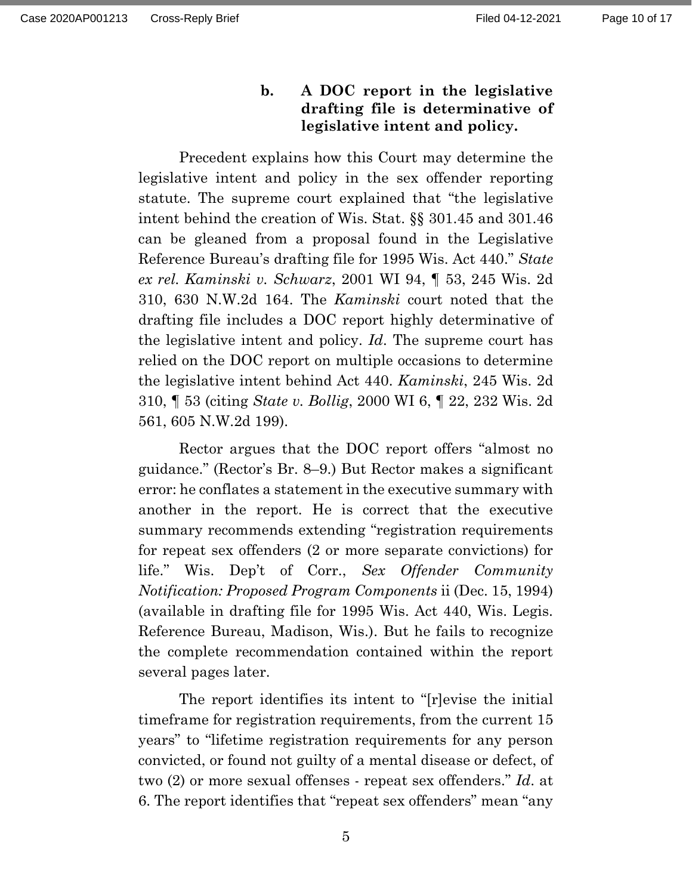### b. A DOC report in the legislative drafting file is determinative of legislative intent and policy.

Precedent explains how this Court may determine the legislative intent and policy in the sex offender reporting statute. The supreme court explained that "the legislative intent behind the creation of Wis. Stat. §§ 301.45 and 301.46 can be gleaned from a proposal found in the Legislative Reference Bureau's drafting file for 1995 Wis. Act 440." *State ex rel. Kaminski v. Schwarz*, 2001 WI 94, ¶ 53, 245 Wis. 2d 310, 630 N.W.2d 164. The *Kaminski* court noted that the drafting file includes a DOC report highly determinative of the legislative intent and policy. *Id.* The supreme court has relied on the DOC report on multiple occasions to determine the legislative intent behind Act 440. *Kaminski*, 245 Wis. 2d 310, ¶ 53 (citing *State v. Bollig*, 2000 WI 6, ¶ 22, 232 Wis. 2d 561, 605 N.W.2d 199).

Rector argues that the DOC report offers "almost no guidance." (Rector's Br. 8–9.) But Rector makes a significant error: he conflates a statement in the executive summary with another in the report. He is correct that the executive summary recommends extending "registration requirements for repeat sex offenders (2 or more separate convictions) for life." Wis. Dep't of Corr., *Sex Offender Community Notification: Proposed Program Components* ii (Dec. 15, 1994) (available in drafting file for 1995 Wis. Act 440, Wis. Legis. Reference Bureau, Madison, Wis.). But he fails to recognize the complete recommendation contained within the report several pages later.

The report identifies its intent to "[r]evise the initial timeframe for registration requirements, from the current 15 years" to "lifetime registration requirements for any person convicted, or found not guilty of a mental disease or defect, of two (2) or more sexual offenses - repeat sex offenders." *Id.* at 6. The report identifies that "repeat sex offenders" mean "any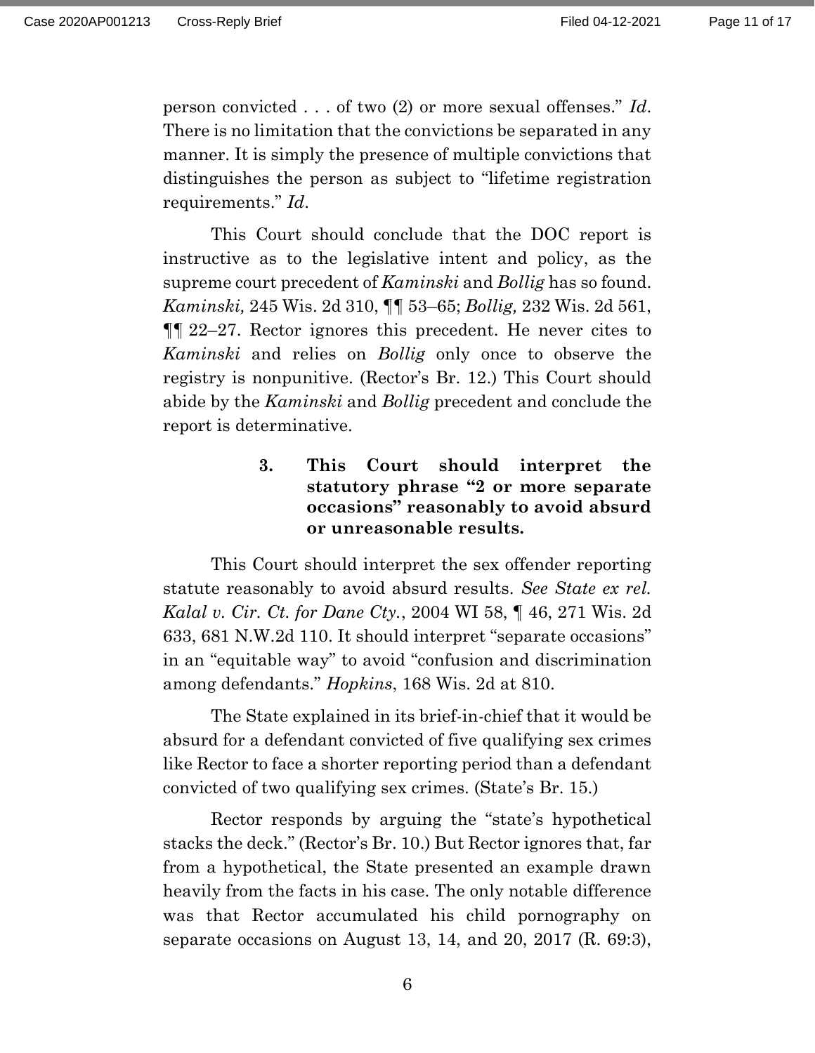person convicted . . . of two (2) or more sexual offenses." *Id*. There is no limitation that the convictions be separated in any manner. It is simply the presence of multiple convictions that distinguishes the person as subject to "lifetime registration requirements." *Id*.

This Court should conclude that the DOC report is instructive as to the legislative intent and policy, as the supreme court precedent of *Kaminski* and *Bollig* has so found. *Kaminski,* 245 Wis. 2d 310, ¶¶ 53–65; *Bollig,* 232 Wis. 2d 561, ¶¶ 22–27. Rector ignores this precedent. He never cites to *Kaminski* and relies on *Bollig* only once to observe the registry is nonpunitive. (Rector's Br. 12.) This Court should abide by the *Kaminski* and *Bollig* precedent and conclude the report is determinative.

**3. This Court should interpret the statutory phrase "2 or more separate occasions" reasonably to avoid absurd or unreasonable results.**

This Court should interpret the sex offender reporting statute reasonably to avoid absurd results. *See State ex rel. Kalal v. Cir. Ct. for Dane Cty.*, 2004 WI 58, ¶ 46, 271 Wis. 2d 633, 681 N.W.2d 110. It should interpret "separate occasions" in an "equitable way" to avoid "confusion and discrimination among defendants." *Hopkins*, 168 Wis. 2d at 810.

The State explained in its brief-in-chief that it would be absurd for a defendant convicted of five qualifying sex crimes like Rector to face a shorter reporting period than a defendant convicted of two qualifying sex crimes. (State's Br. 15.)

Rector responds by arguing the "state's hypothetical stacks the deck." (Rector's Br. 10.) But Rector ignores that, far from a hypothetical, the State presented an example drawn heavily from the facts in his case. The only notable difference was that Rector accumulated his child pornography on separate occasions on August 13, 14, and 20, 2017 (R. 69:3),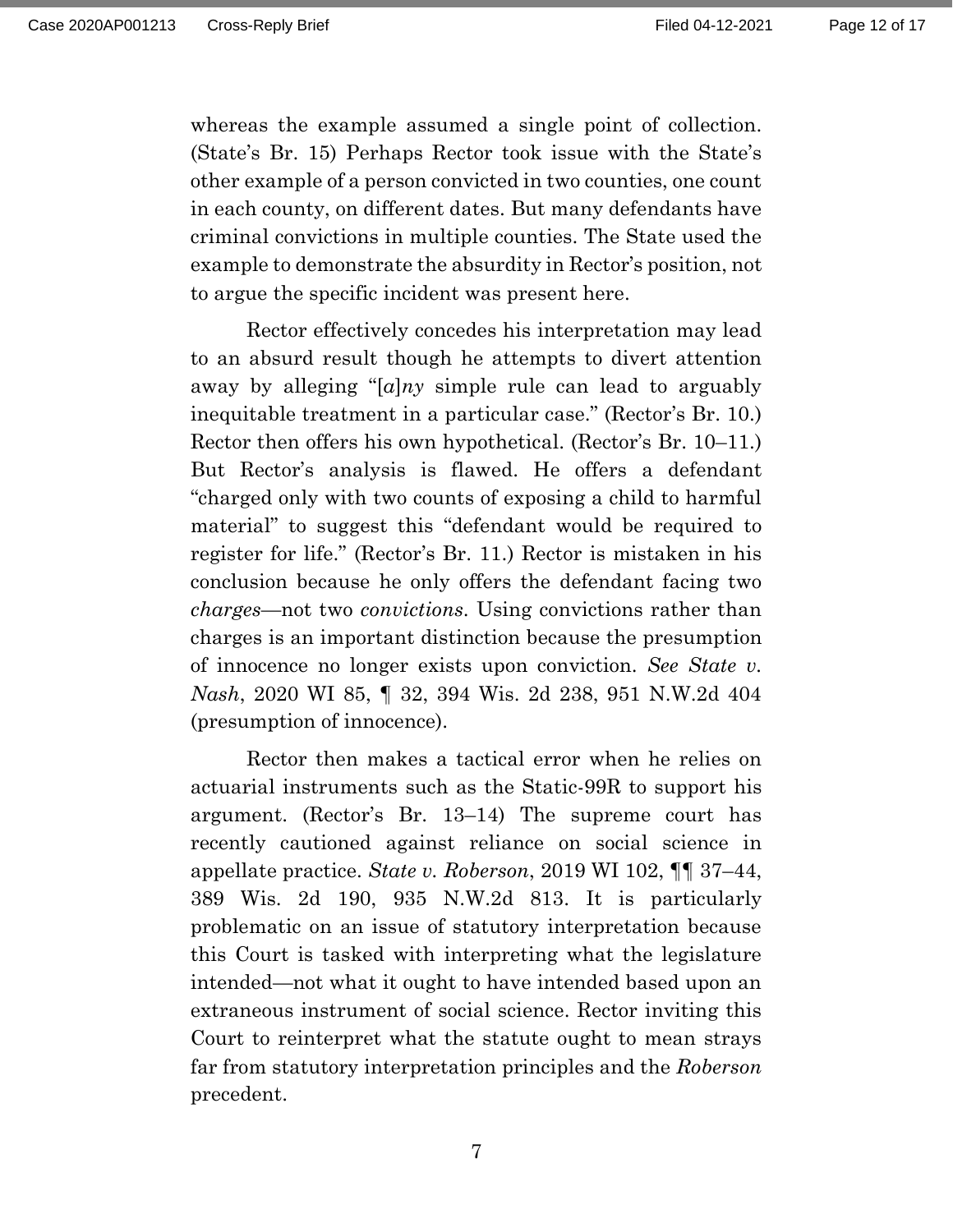whereas the example assumed a single point of collection. (State's Br. 15) Perhaps Rector took issue with the State's other example of a person convicted in two counties, one count in each county, on different dates. But many defendants have criminal convictions in multiple counties. The State used the example to demonstrate the absurdity in Rector's position, not to argue the specific incident was present here.

Rector effectively concedes his interpretation may lead to an absurd result though he attempts to divert attention away by alleging "[*a*]*ny* simple rule can lead to arguably inequitable treatment in a particular case." (Rector's Br. 10.) Rector then offers his own hypothetical. (Rector's Br. 10–11.) But Rector's analysis is flawed. He offers a defendant "charged only with two counts of exposing a child to harmful material" to suggest this "defendant would be required to register for life." (Rector's Br. 11.) Rector is mistaken in his conclusion because he only offers the defendant facing two *charges*—not two *convictions*. Using convictions rather than charges is an important distinction because the presumption of innocence no longer exists upon conviction. *See State v. Nash*, 2020 WI 85, ¶ 32, 394 Wis. 2d 238, 951 N.W.2d 404 (presumption of innocence).

Rector then makes a tactical error when he relies on actuarial instruments such as the Static-99R to support his argument. (Rector's Br. 13–14) The supreme court has recently cautioned against reliance on social science in appellate practice. *State v. Roberson*, 2019 WI 102, ¶¶ 37–44, 389 Wis. 2d 190, 935 N.W.2d 813. It is particularly problematic on an issue of statutory interpretation because this Court is tasked with interpreting what the legislature intended—not what it ought to have intended based upon an extraneous instrument of social science. Rector inviting this Court to reinterpret what the statute ought to mean strays far from statutory interpretation principles and the *Roberson* precedent.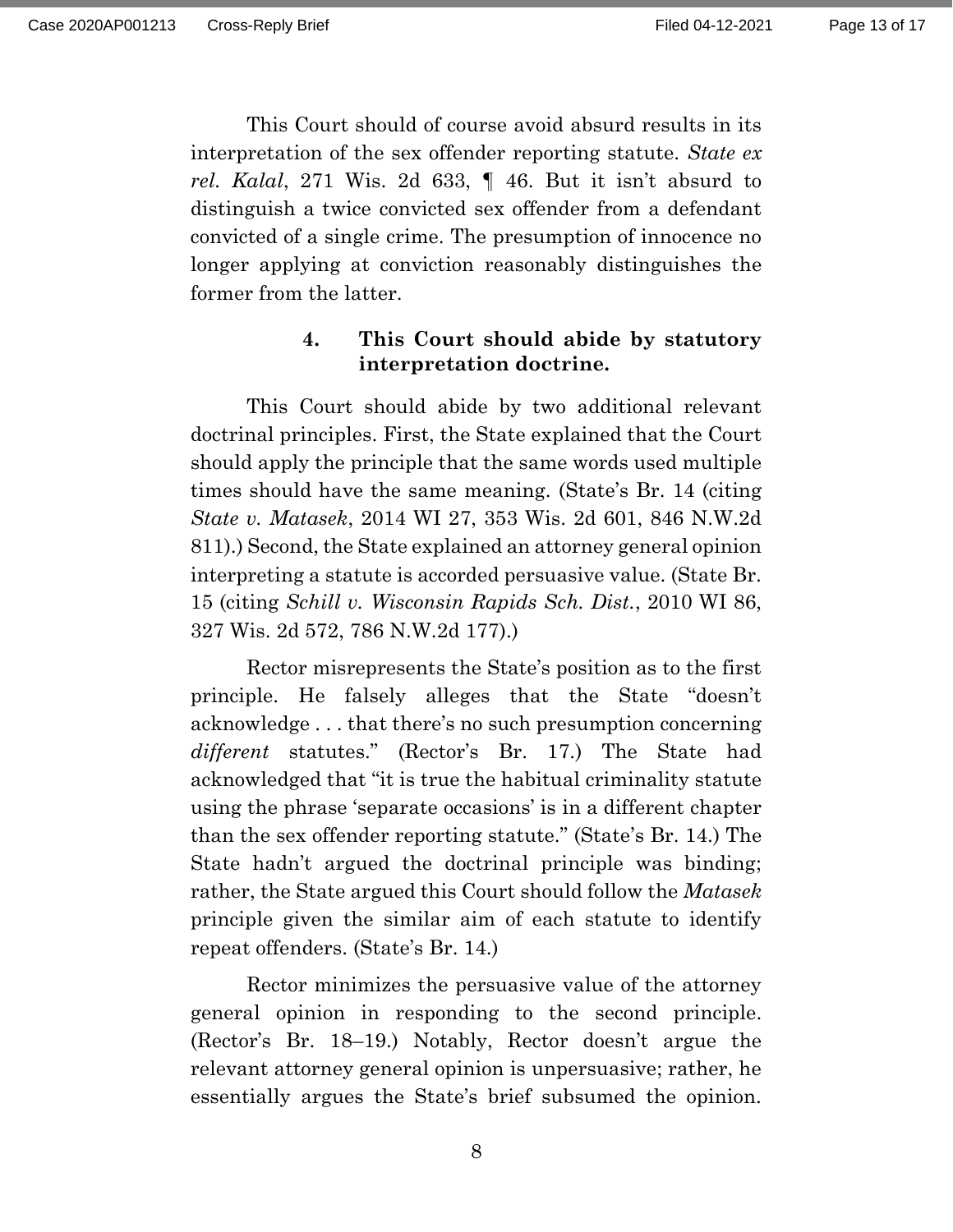This Court should of course avoid absurd results in its interpretation of the sex offender reporting statute. *State ex rel. Kalal*, 271 Wis. 2d 633, ¶ 46. But it isn't absurd to distinguish a twice convicted sex offender from a defendant convicted of a single crime. The presumption of innocence no longer applying at conviction reasonably distinguishes the former from the latter.

#### 4. This Court should abide by statutory interpretation doctrine.

This Court should abide by two additional relevant doctrinal principles. First, the State explained that the Court should apply the principle that the same words used multiple times should have the same meaning. (State's Br. 14 (citing *State v. Matasek*, 2014 WI 27, 353 Wis. 2d 601, 846 N.W.2d 811).) Second, the State explained an attorney general opinion interpreting a statute is accorded persuasive value. (State Br. 15 (citing *Schill v. Wisconsin Rapids Sch. Dist.*, 2010 WI 86, 327 Wis. 2d 572, 786 N.W.2d 177).)

Rector misrepresents the State's position as to the first principle. He falsely alleges that the State "doesn't acknowledge . . . that there's no such presumption concerning *different* statutes." (Rector's Br. 17.) The State had acknowledged that "it is true the habitual criminality statute using the phrase 'separate occasions' is in a different chapter than the sex offender reporting statute." (State's Br. 14.) The State hadn't argued the doctrinal principle was binding; rather, the State argued this Court should follow the *Matasek* principle given the similar aim of each statute to identify repeat offenders. (State's Br. 14.)

Rector minimizes the persuasive value of the attorney general opinion in responding to the second principle. (Rector's Br. 18–19.) Notably, Rector doesn't argue the relevant attorney general opinion is unpersuasive; rather, he essentially argues the State's brief subsumed the opinion.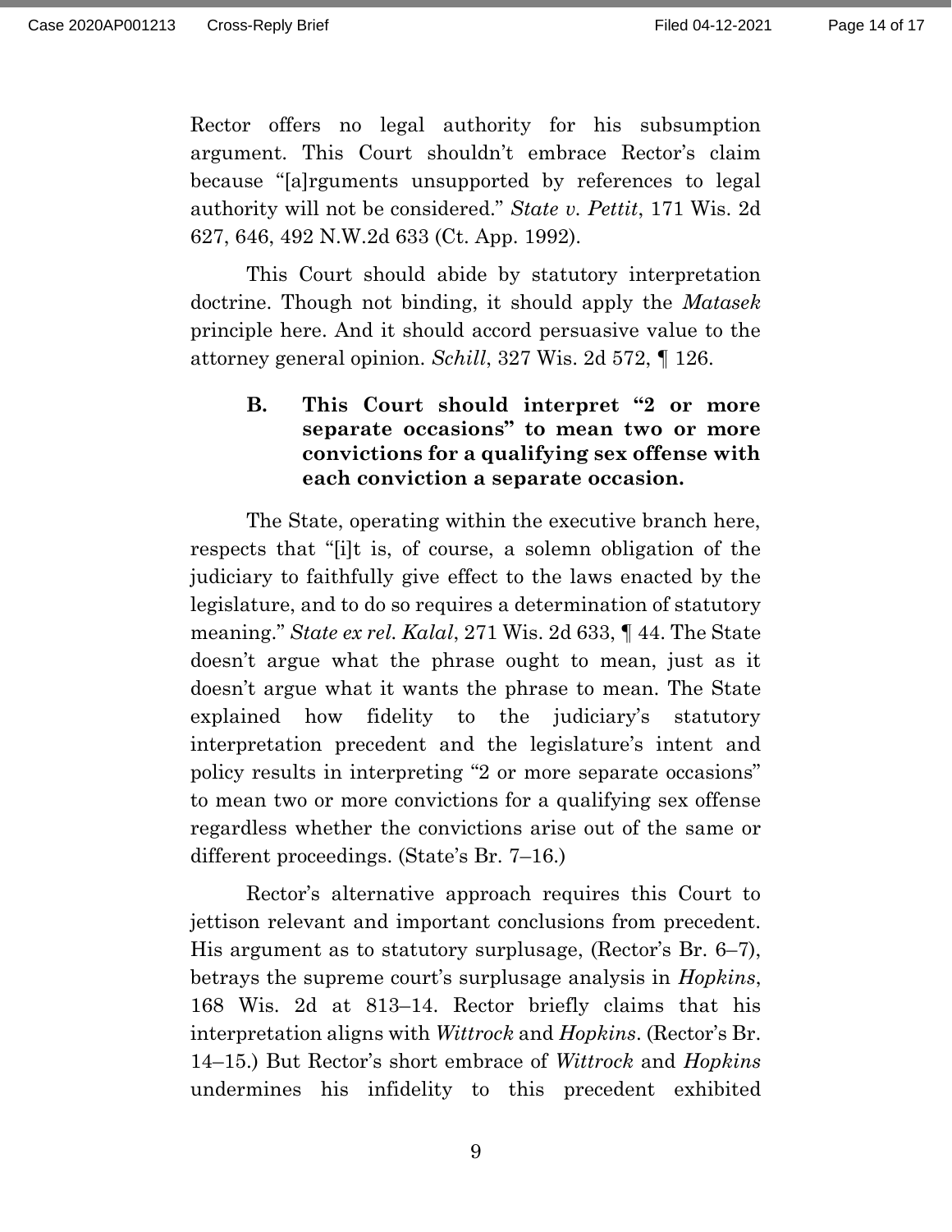Rector offers no legal authority for his subsumption argument. This Court shouldn't embrace Rector's claim because "[a]rguments unsupported by references to legal authority will not be considered." *State v. Pettit*, 171 Wis. 2d 627, 646, 492 N.W.2d 633 (Ct. App. 1992).

This Court should abide by statutory interpretation doctrine. Though not binding, it should apply the *Matasek* principle here. And it should accord persuasive value to the attorney general opinion. *Schill*, 327 Wis. 2d 572, ¶ 126.

### B. This Court should interpret "2 or more separate occasions" to mean two or more convictions for a qualifying sex offense with each conviction a separate occasion.

The State, operating within the executive branch here, respects that "[i]t is, of course, a solemn obligation of the judiciary to faithfully give effect to the laws enacted by the legislature, and to do so requires a determination of statutory meaning." *State ex rel. Kalal*, 271 Wis. 2d 633, ¶ 44. The State doesn't argue what the phrase ought to mean, just as it doesn't argue what it wants the phrase to mean. The State explained how fidelity to the judiciary's statutory interpretation precedent and the legislature's intent and policy results in interpreting "2 or more separate occasions" to mean two or more convictions for a qualifying sex offense regardless whether the convictions arise out of the same or different proceedings. (State's Br. 7–16.)

Rector's alternative approach requires this Court to jettison relevant and important conclusions from precedent. His argument as to statutory surplusage, (Rector's Br. 6–7), betrays the supreme court's surplusage analysis in *Hopkins*, 168 Wis. 2d at 813–14. Rector briefly claims that his interpretation aligns with *Wittrock* and *Hopkins*. (Rector's Br. 14–15.) But Rector's short embrace of *Wittrock* and *Hopkins* undermines his infidelity to this precedent exhibited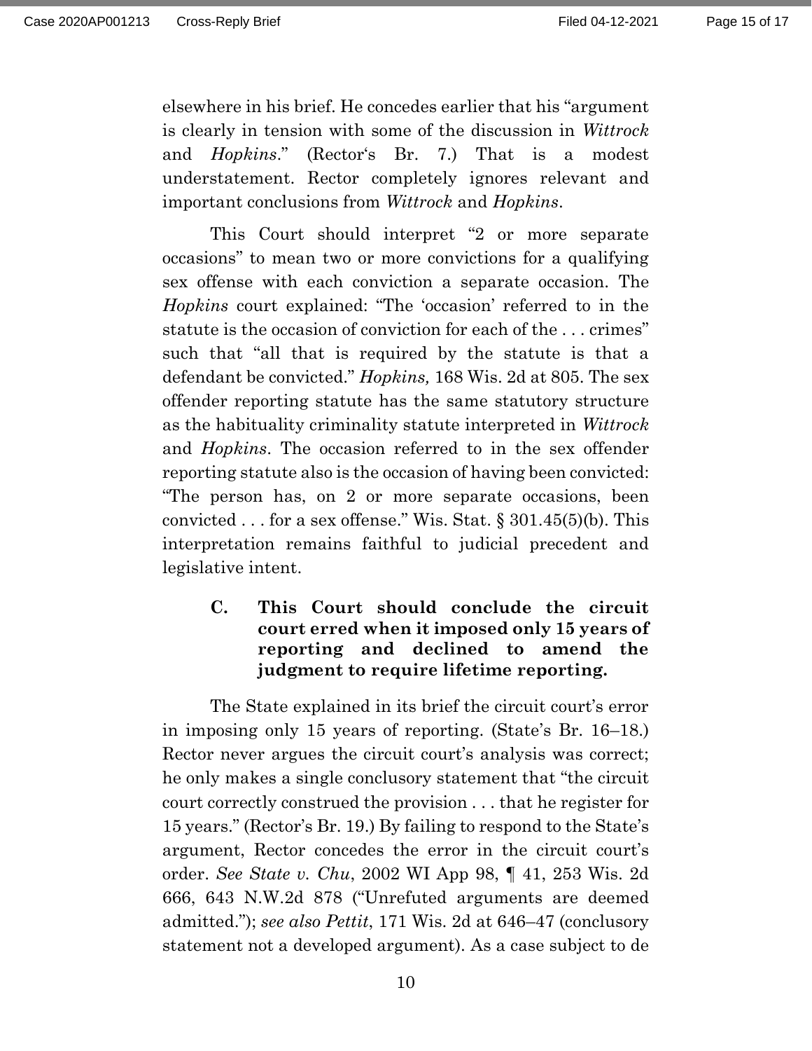elsewhere in his brief. He concedes earlier that his "argument is clearly in tension with some of the discussion in *Wittrock* and *Hopkins*." (Rector's Br. 7.) That is a modest understatement. Rector completely ignores relevant and important conclusions from *Wittrock* and *Hopkins*.

This Court should interpret "2 or more separate occasions" to mean two or more convictions for a qualifying sex offense with each conviction a separate occasion. The *Hopkins* court explained: "The 'occasion' referred to in the statute is the occasion of conviction for each of the . . . crimes" such that "all that is required by the statute is that a defendant be convicted." *Hopkins,* 168 Wis. 2d at 805. The sex offender reporting statute has the same statutory structure as the habituality criminality statute interpreted in *Wittrock* and *Hopkins*. The occasion referred to in the sex offender reporting statute also is the occasion of having been convicted: "The person has, on 2 or more separate occasions, been convicted . . . for a sex offense." Wis. Stat. § 301.45(5)(b). This interpretation remains faithful to judicial precedent and legislative intent.

### C. This Court should conclude the circuit court erred when it imposed only 15 years of reporting and declined to amend the judgment to require lifetime reporting.

The State explained in its brief the circuit court's error in imposing only 15 years of reporting. (State's Br. 16–18.) Rector never argues the circuit court's analysis was correct; he only makes a single conclusory statement that "the circuit court correctly construed the provision . . . that he register for 15 years." (Rector's Br. 19.) By failing to respond to the State's argument, Rector concedes the error in the circuit court's order. *See State v. Chu*, 2002 WI App 98, ¶ 41, 253 Wis. 2d 666, 643 N.W.2d 878 ("Unrefuted arguments are deemed admitted."); *see also Pettit*, 171 Wis. 2d at 646–47 (conclusory statement not a developed argument). As a case subject to de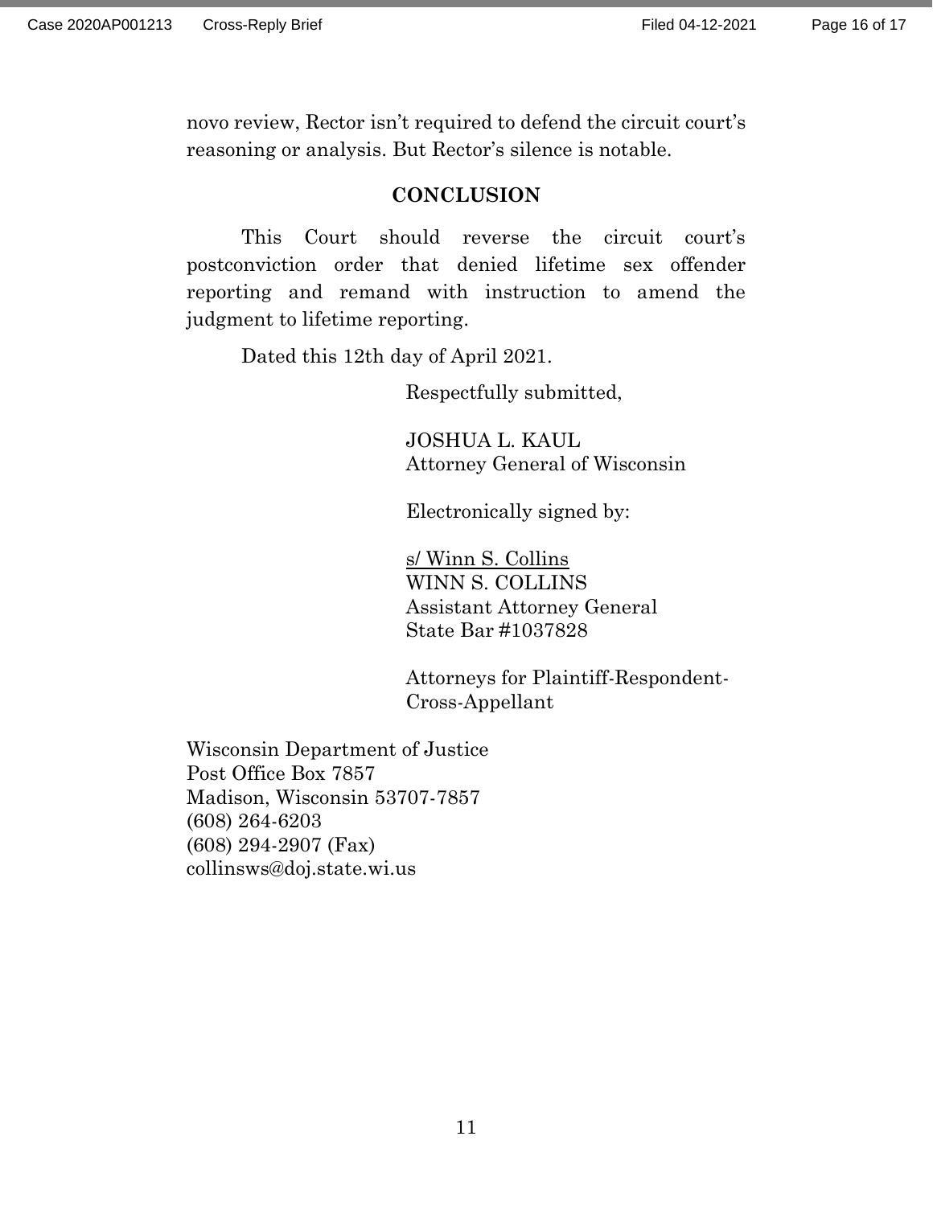novo review, Rector isn't required to defend the circuit court's reasoning or analysis. But Rector's silence is notable.

## CONCLUSION

This Court should reverse the circuit court's postconviction order that denied lifetime sex offender reporting and remand with instruction to amend the judgment to lifetime reporting.

Dated this 12th day of April 2021.

Respectfully submitted,

JOSHUA L. KAUL
Attorney General of Wisconsin

Electronically signed by:

s/ Winn S. Collins
WINN S. COLLINS
Assistant Attorney General
State Bar #1037828

Attorneys for Plaintiff-Respondent-Cross-Appellant

Wisconsin Department of Justice
Post Office Box 7857
Madison, Wisconsin 53707-7857
(608) 264-6203
(608) 294-2907 (Fax)
collinsws@doj.state.wi.us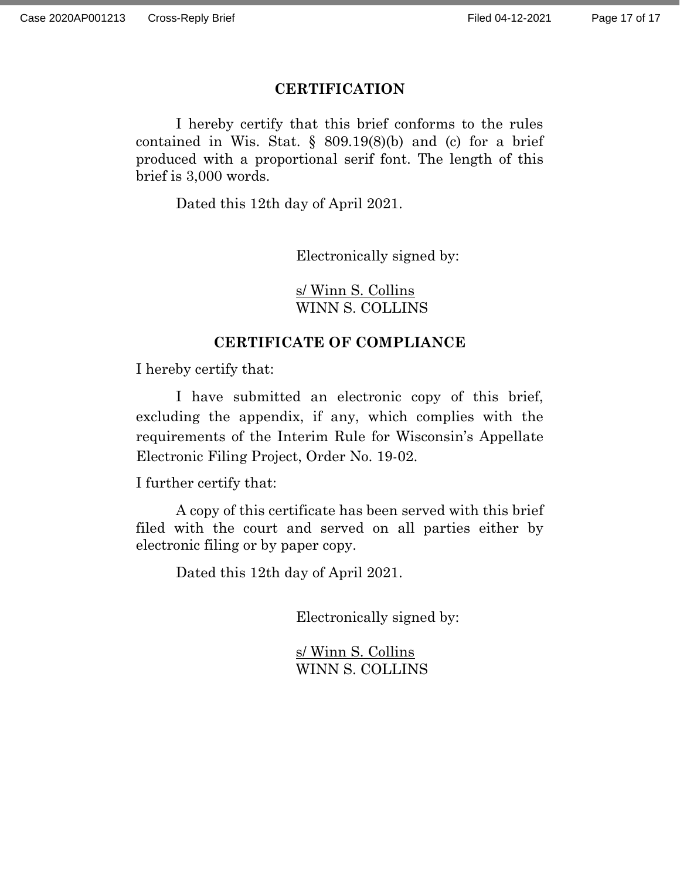## CERTIFICATION

I hereby certify that this brief conforms to the rules contained in Wis. Stat. § 809.19(8)(b) and (c) for a brief produced with a proportional serif font. The length of this brief is 3,000 words.

Dated this 12th day of April 2021.

Electronically signed by:

s/ Winn S. Collins
WINN S. COLLINS

## CERTIFICATE OF COMPLIANCE

I hereby certify that:

I have submitted an electronic copy of this brief, excluding the appendix, if any, which complies with the requirements of the Interim Rule for Wisconsin's Appellate Electronic Filing Project, Order No. 19-02.

I further certify that:

A copy of this certificate has been served with this brief filed with the court and served on all parties either by electronic filing or by paper copy.

Dated this 12th day of April 2021.

Electronically signed by:

s/ Winn S. Collins
WINN S. COLLINS